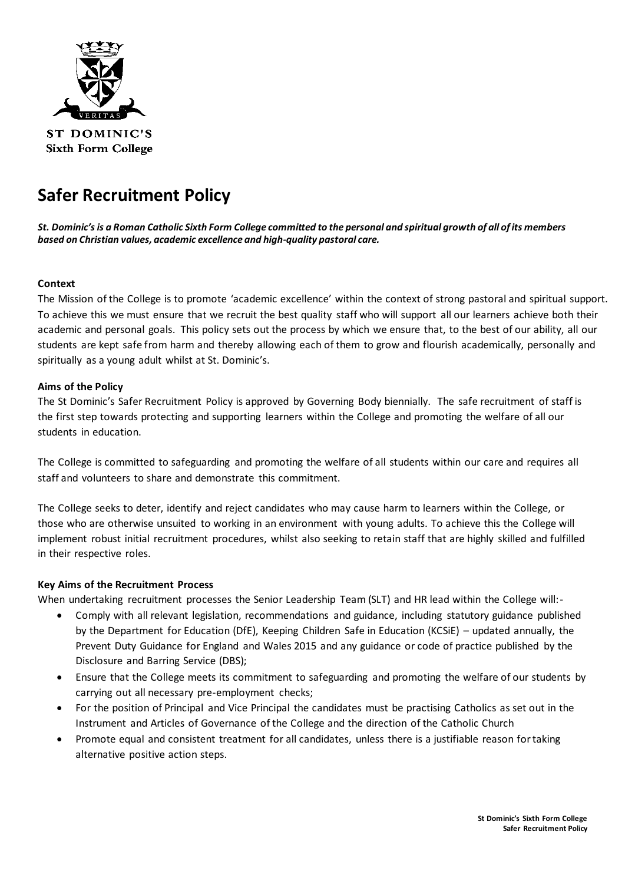ST DOMINIC'S
Sixth Form College

# Safer Recruitment Policy

***St. Dominic's is a Roman Catholic Sixth Form College committed to the personal and spiritual growth of all of its members based on Christian values, academic excellence and high-quality pastoral care.***

**Context**

The Mission of the College is to promote 'academic excellence' within the context of strong pastoral and spiritual support. To achieve this we must ensure that we recruit the best quality staff who will support all our learners achieve both their academic and personal goals. This policy sets out the process by which we ensure that, to the best of our ability, all our students are kept safe from harm and thereby allowing each of them to grow and flourish academically, personally and spiritually as a young adult whilst at St. Dominic's.

**Aims of the Policy**

The St Dominic's Safer Recruitment Policy is approved by Governing Body biennially. The safe recruitment of staff is the first step towards protecting and supporting learners within the College and promoting the welfare of all our students in education.

The College is committed to safeguarding and promoting the welfare of all students within our care and requires all staff and volunteers to share and demonstrate this commitment.

The College seeks to deter, identify and reject candidates who may cause harm to learners within the College, or those who are otherwise unsuited to working in an environment with young adults. To achieve this the College will implement robust initial recruitment procedures, whilst also seeking to retain staff that are highly skilled and fulfilled in their respective roles.

**Key Aims of the Recruitment Process**

When undertaking recruitment processes the Senior Leadership Team (SLT) and HR lead within the College will:-

- Comply with all relevant legislation, recommendations and guidance, including statutory guidance published by the Department for Education (DfE), Keeping Children Safe in Education (KCSiE) – updated annually, the Prevent Duty Guidance for England and Wales 2015 and any guidance or code of practice published by the Disclosure and Barring Service (DBS);
- Ensure that the College meets its commitment to safeguarding and promoting the welfare of our students by carrying out all necessary pre-employment checks;
- For the position of Principal and Vice Principal the candidates must be practising Catholics as set out in the Instrument and Articles of Governance of the College and the direction of the Catholic Church
- Promote equal and consistent treatment for all candidates, unless there is a justifiable reason for taking alternative positive action steps.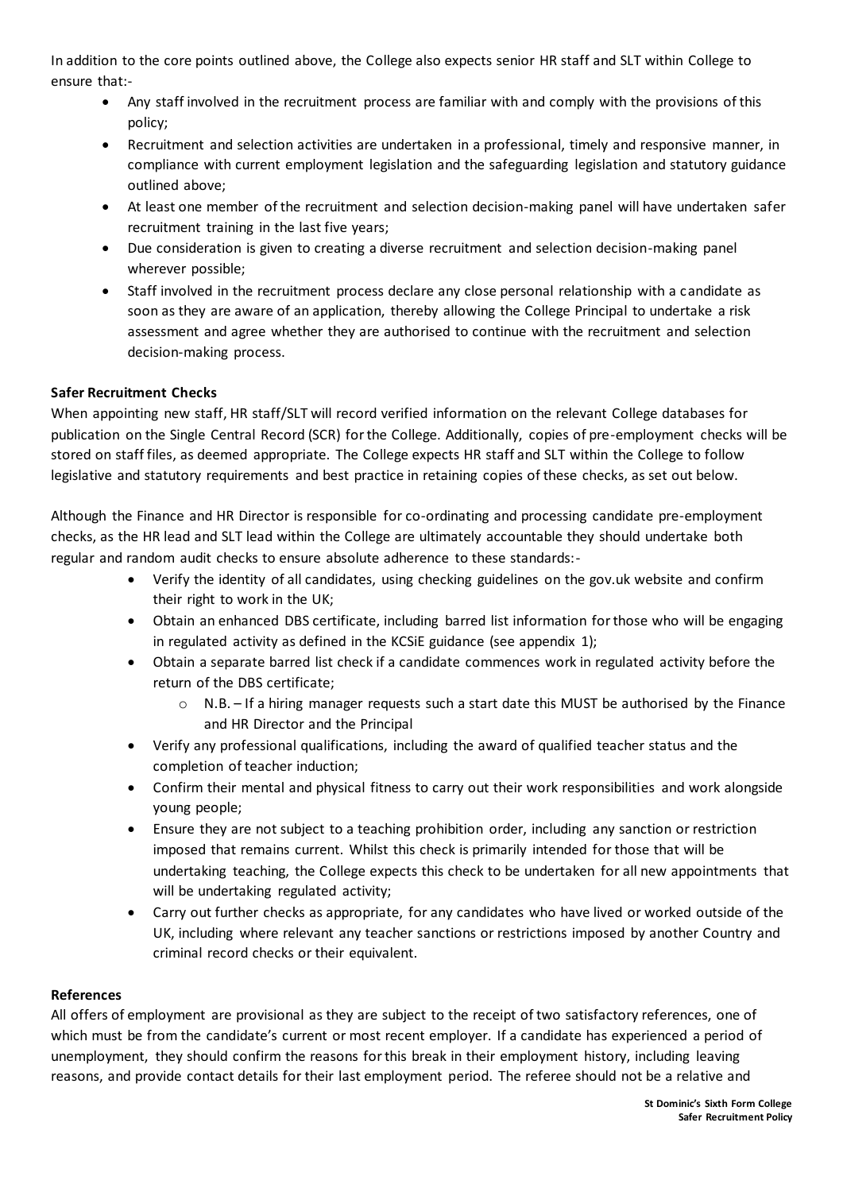In addition to the core points outlined above, the College also expects senior HR staff and SLT within College to ensure that:-

- Any staff involved in the recruitment process are familiar with and comply with the provisions of this policy;
- Recruitment and selection activities are undertaken in a professional, timely and responsive manner, in compliance with current employment legislation and the safeguarding legislation and statutory guidance outlined above;
- At least one member of the recruitment and selection decision-making panel will have undertaken safer recruitment training in the last five years;
- Due consideration is given to creating a diverse recruitment and selection decision-making panel wherever possible;
- Staff involved in the recruitment process declare any close personal relationship with a candidate as soon as they are aware of an application, thereby allowing the College Principal to undertake a risk assessment and agree whether they are authorised to continue with the recruitment and selection decision-making process.

**Safer Recruitment Checks**

When appointing new staff, HR staff/SLT will record verified information on the relevant College databases for publication on the Single Central Record (SCR) for the College. Additionally, copies of pre-employment checks will be stored on staff files, as deemed appropriate. The College expects HR staff and SLT within the College to follow legislative and statutory requirements and best practice in retaining copies of these checks, as set out below.

Although the Finance and HR Director is responsible for co-ordinating and processing candidate pre-employment checks, as the HR lead and SLT lead within the College are ultimately accountable they should undertake both regular and random audit checks to ensure absolute adherence to these standards:-

- Verify the identity of all candidates, using checking guidelines on the gov.uk website and confirm their right to work in the UK;
- Obtain an enhanced DBS certificate, including barred list information for those who will be engaging in regulated activity as defined in the KCSiE guidance (see appendix 1);
- Obtain a separate barred list check if a candidate commences work in regulated activity before the return of the DBS certificate;
  - N.B. – If a hiring manager requests such a start date this MUST be authorised by the Finance and HR Director and the Principal
- Verify any professional qualifications, including the award of qualified teacher status and the completion of teacher induction;
- Confirm their mental and physical fitness to carry out their work responsibilities and work alongside young people;
- Ensure they are not subject to a teaching prohibition order, including any sanction or restriction imposed that remains current. Whilst this check is primarily intended for those that will be undertaking teaching, the College expects this check to be undertaken for all new appointments that will be undertaking regulated activity;
- Carry out further checks as appropriate, for any candidates who have lived or worked outside of the UK, including where relevant any teacher sanctions or restrictions imposed by another Country and criminal record checks or their equivalent.

**References**

All offers of employment are provisional as they are subject to the receipt of two satisfactory references, one of which must be from the candidate's current or most recent employer. If a candidate has experienced a period of unemployment, they should confirm the reasons for this break in their employment history, including leaving reasons, and provide contact details for their last employment period. The referee should not be a relative and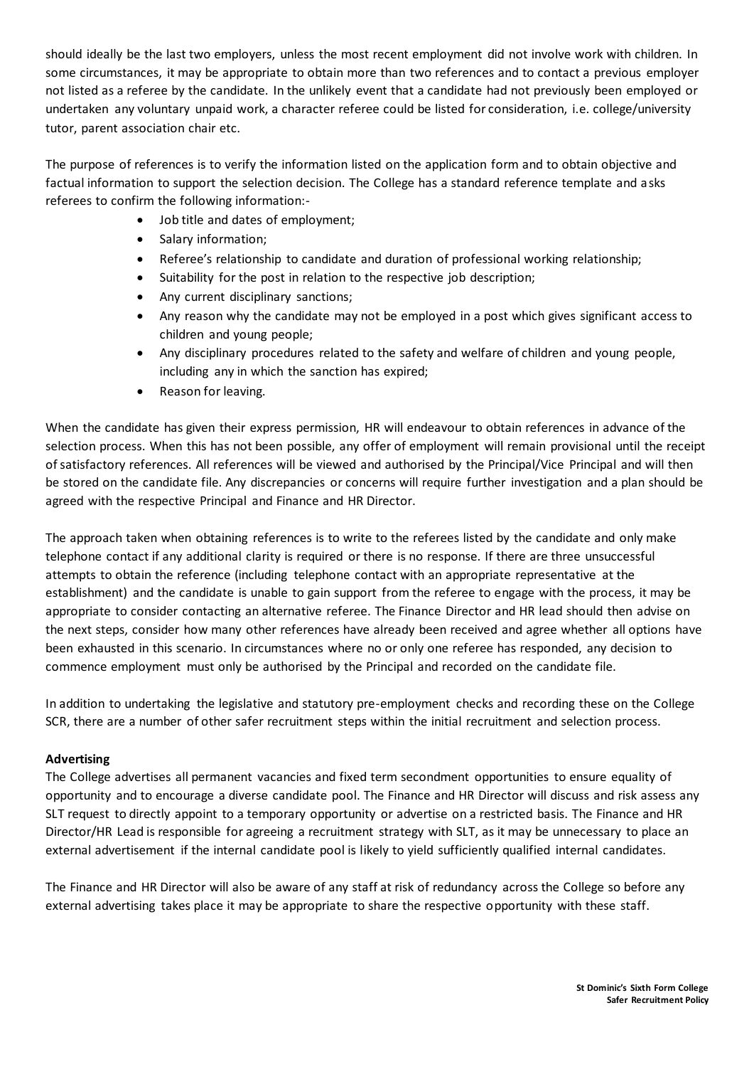should ideally be the last two employers, unless the most recent employment did not involve work with children. In some circumstances, it may be appropriate to obtain more than two references and to contact a previous employer not listed as a referee by the candidate. In the unlikely event that a candidate had not previously been employed or undertaken any voluntary unpaid work, a character referee could be listed for consideration, i.e. college/university tutor, parent association chair etc.

The purpose of references is to verify the information listed on the application form and to obtain objective and factual information to support the selection decision. The College has a standard reference template and asks referees to confirm the following information:-

- Job title and dates of employment;
- Salary information;
- Referee's relationship to candidate and duration of professional working relationship;
- Suitability for the post in relation to the respective job description;
- Any current disciplinary sanctions;
- Any reason why the candidate may not be employed in a post which gives significant access to children and young people;
- Any disciplinary procedures related to the safety and welfare of children and young people, including any in which the sanction has expired;
- Reason for leaving.

When the candidate has given their express permission, HR will endeavour to obtain references in advance of the selection process. When this has not been possible, any offer of employment will remain provisional until the receipt of satisfactory references. All references will be viewed and authorised by the Principal/Vice Principal and will then be stored on the candidate file. Any discrepancies or concerns will require further investigation and a plan should be agreed with the respective Principal and Finance and HR Director.

The approach taken when obtaining references is to write to the referees listed by the candidate and only make telephone contact if any additional clarity is required or there is no response. If there are three unsuccessful attempts to obtain the reference (including telephone contact with an appropriate representative at the establishment) and the candidate is unable to gain support from the referee to engage with the process, it may be appropriate to consider contacting an alternative referee. The Finance Director and HR lead should then advise on the next steps, consider how many other references have already been received and agree whether all options have been exhausted in this scenario. In circumstances where no or only one referee has responded, any decision to commence employment must only be authorised by the Principal and recorded on the candidate file.

In addition to undertaking the legislative and statutory pre-employment checks and recording these on the College SCR, there are a number of other safer recruitment steps within the initial recruitment and selection process.

**Advertising**

The College advertises all permanent vacancies and fixed term secondment opportunities to ensure equality of opportunity and to encourage a diverse candidate pool. The Finance and HR Director will discuss and risk assess any SLT request to directly appoint to a temporary opportunity or advertise on a restricted basis. The Finance and HR Director/HR Lead is responsible for agreeing a recruitment strategy with SLT, as it may be unnecessary to place an external advertisement if the internal candidate pool is likely to yield sufficiently qualified internal candidates.

The Finance and HR Director will also be aware of any staff at risk of redundancy across the College so before any external advertising takes place it may be appropriate to share the respective opportunity with these staff.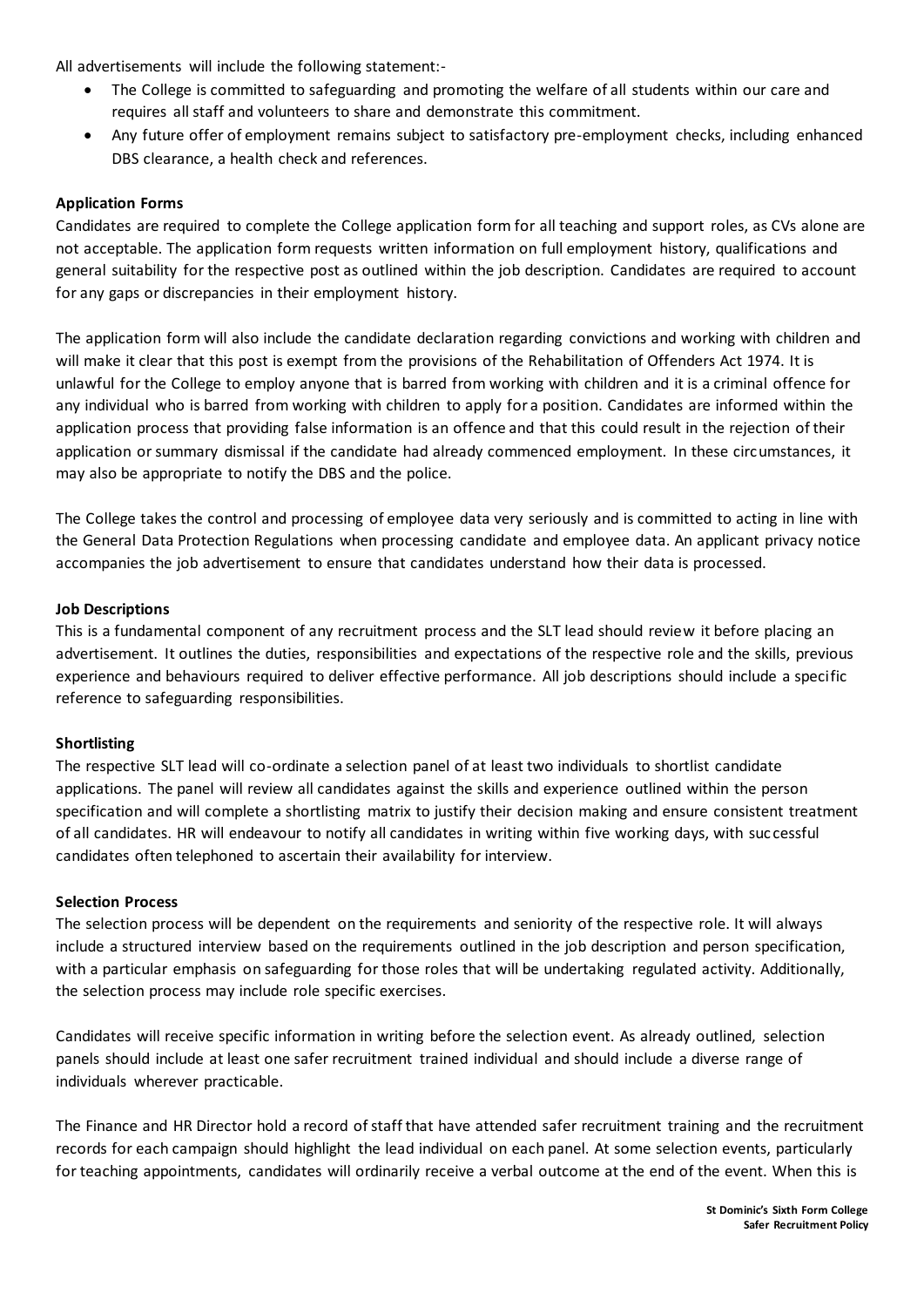All advertisements will include the following statement:-

- The College is committed to safeguarding and promoting the welfare of all students within our care and requires all staff and volunteers to share and demonstrate this commitment.
- Any future offer of employment remains subject to satisfactory pre-employment checks, including enhanced DBS clearance, a health check and references.

**Application Forms**

Candidates are required to complete the College application form for all teaching and support roles, as CVs alone are not acceptable. The application form requests written information on full employment history, qualifications and general suitability for the respective post as outlined within the job description. Candidates are required to account for any gaps or discrepancies in their employment history.

The application form will also include the candidate declaration regarding convictions and working with children and will make it clear that this post is exempt from the provisions of the Rehabilitation of Offenders Act 1974. It is unlawful for the College to employ anyone that is barred from working with children and it is a criminal offence for any individual who is barred from working with children to apply for a position. Candidates are informed within the application process that providing false information is an offence and that this could result in the rejection of their application or summary dismissal if the candidate had already commenced employment. In these circumstances, it may also be appropriate to notify the DBS and the police.

The College takes the control and processing of employee data very seriously and is committed to acting in line with the General Data Protection Regulations when processing candidate and employee data. An applicant privacy notice accompanies the job advertisement to ensure that candidates understand how their data is processed.

**Job Descriptions**

This is a fundamental component of any recruitment process and the SLT lead should review it before placing an advertisement. It outlines the duties, responsibilities and expectations of the respective role and the skills, previous experience and behaviours required to deliver effective performance. All job descriptions should include a specific reference to safeguarding responsibilities.

**Shortlisting**

The respective SLT lead will co-ordinate a selection panel of at least two individuals to shortlist candidate applications. The panel will review all candidates against the skills and experience outlined within the person specification and will complete a shortlisting matrix to justify their decision making and ensure consistent treatment of all candidates. HR will endeavour to notify all candidates in writing within five working days, with successful candidates often telephoned to ascertain their availability for interview.

**Selection Process**

The selection process will be dependent on the requirements and seniority of the respective role. It will always include a structured interview based on the requirements outlined in the job description and person specification, with a particular emphasis on safeguarding for those roles that will be undertaking regulated activity. Additionally, the selection process may include role specific exercises.

Candidates will receive specific information in writing before the selection event. As already outlined, selection panels should include at least one safer recruitment trained individual and should include a diverse range of individuals wherever practicable.

The Finance and HR Director hold a record of staff that have attended safer recruitment training and the recruitment records for each campaign should highlight the lead individual on each panel. At some selection events, particularly for teaching appointments, candidates will ordinarily receive a verbal outcome at the end of the event. When this is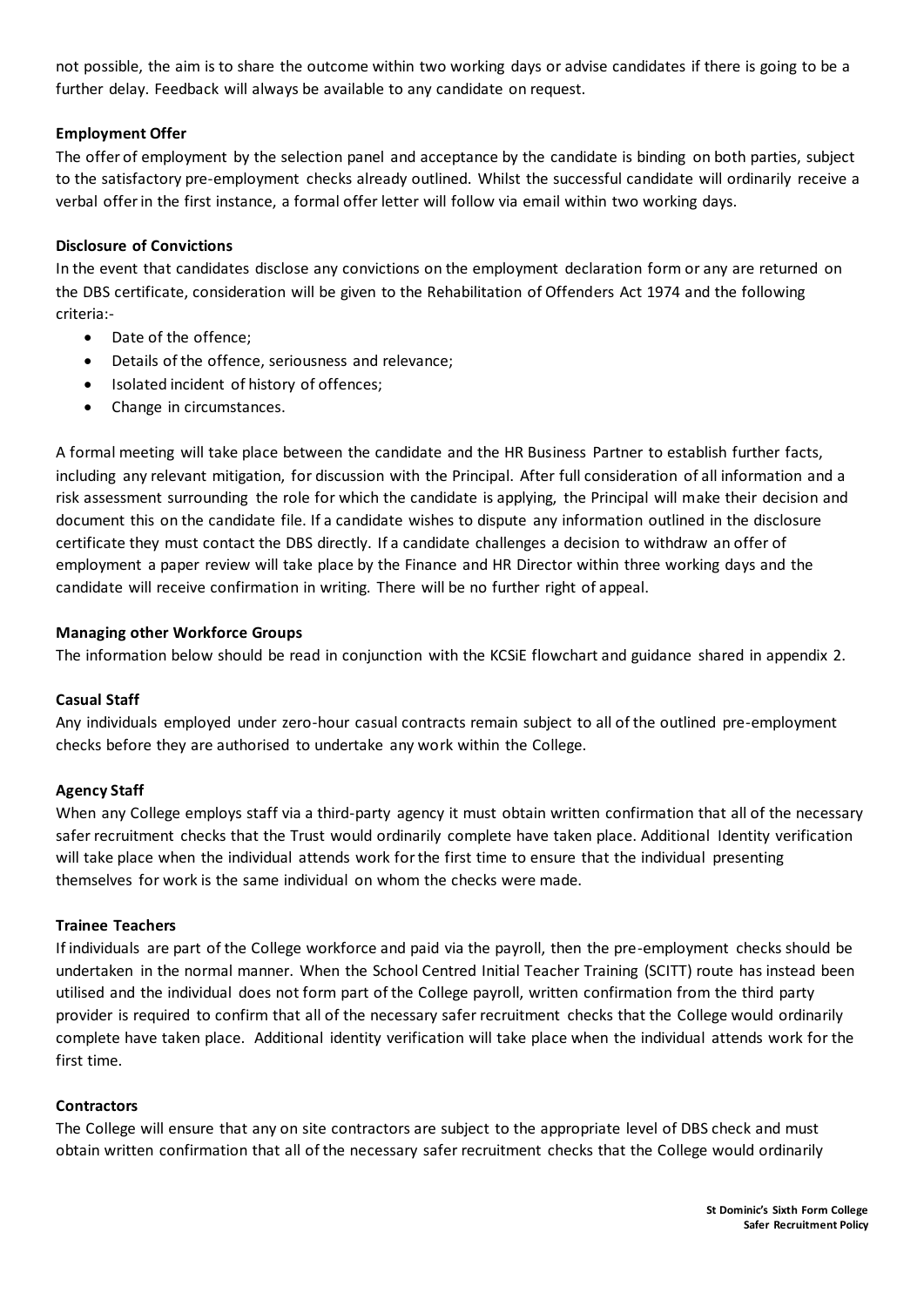not possible, the aim is to share the outcome within two working days or advise candidates if there is going to be a further delay. Feedback will always be available to any candidate on request.

**Employment Offer**

The offer of employment by the selection panel and acceptance by the candidate is binding on both parties, subject to the satisfactory pre-employment checks already outlined. Whilst the successful candidate will ordinarily receive a verbal offer in the first instance, a formal offer letter will follow via email within two working days.

**Disclosure of Convictions**

In the event that candidates disclose any convictions on the employment declaration form or any are returned on the DBS certificate, consideration will be given to the Rehabilitation of Offenders Act 1974 and the following criteria:-

- Date of the offence;
- Details of the offence, seriousness and relevance;
- Isolated incident of history of offences;
- Change in circumstances.

A formal meeting will take place between the candidate and the HR Business Partner to establish further facts, including any relevant mitigation, for discussion with the Principal. After full consideration of all information and a risk assessment surrounding the role for which the candidate is applying, the Principal will make their decision and document this on the candidate file. If a candidate wishes to dispute any information outlined in the disclosure certificate they must contact the DBS directly. If a candidate challenges a decision to withdraw an offer of employment a paper review will take place by the Finance and HR Director within three working days and the candidate will receive confirmation in writing. There will be no further right of appeal.

**Managing other Workforce Groups**

The information below should be read in conjunction with the KCSiE flowchart and guidance shared in appendix 2.

**Casual Staff**

Any individuals employed under zero-hour casual contracts remain subject to all of the outlined pre-employment checks before they are authorised to undertake any work within the College.

**Agency Staff**

When any College employs staff via a third-party agency it must obtain written confirmation that all of the necessary safer recruitment checks that the Trust would ordinarily complete have taken place. Additional Identity verification will take place when the individual attends work for the first time to ensure that the individual presenting themselves for work is the same individual on whom the checks were made.

**Trainee Teachers**

If individuals are part of the College workforce and paid via the payroll, then the pre-employment checks should be undertaken in the normal manner. When the School Centred Initial Teacher Training (SCITT) route has instead been utilised and the individual does not form part of the College payroll, written confirmation from the third party provider is required to confirm that all of the necessary safer recruitment checks that the College would ordinarily complete have taken place. Additional identity verification will take place when the individual attends work for the first time.

**Contractors**

The College will ensure that any on site contractors are subject to the appropriate level of DBS check and must obtain written confirmation that all of the necessary safer recruitment checks that the College would ordinarily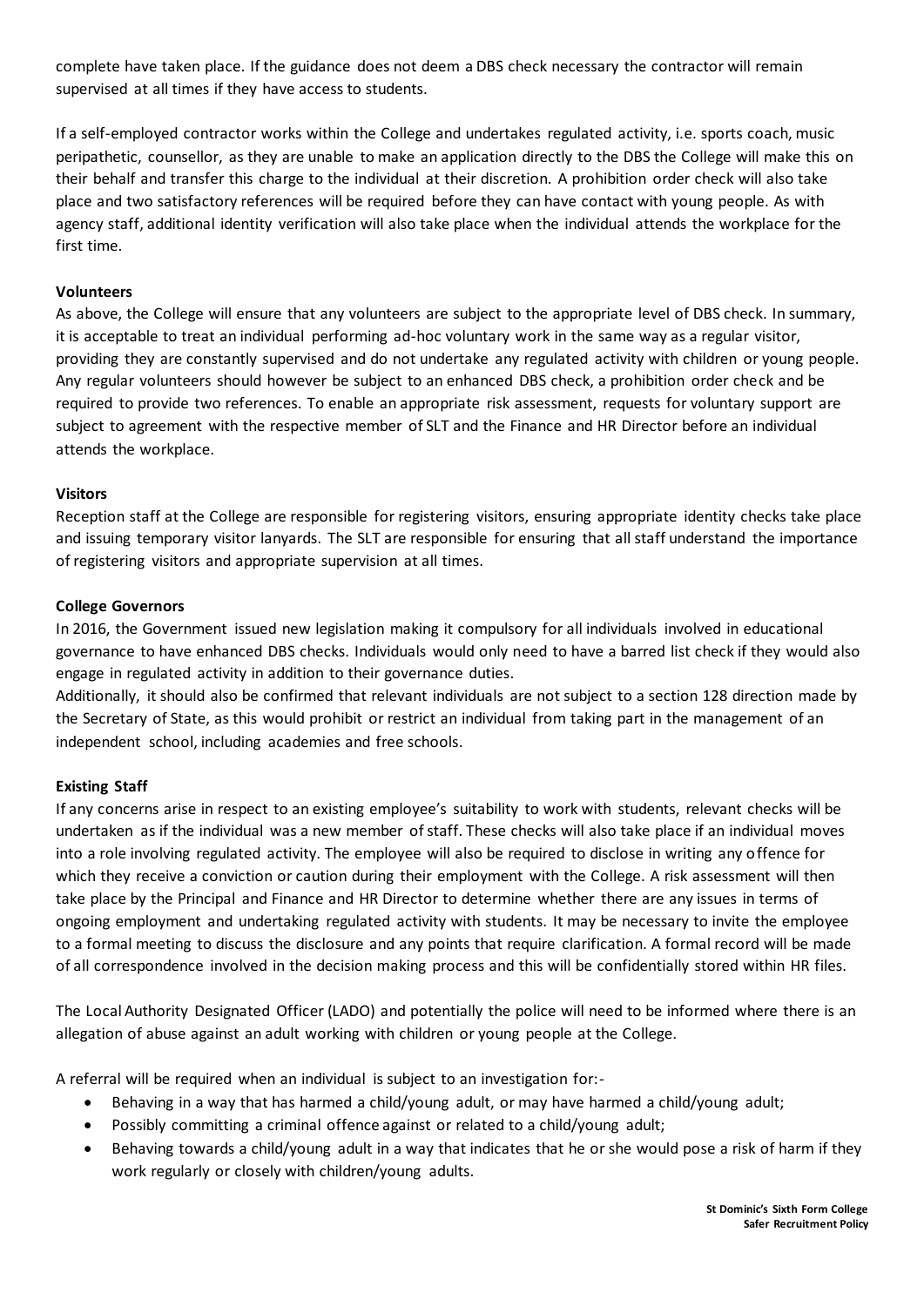complete have taken place. If the guidance does not deem a DBS check necessary the contractor will remain supervised at all times if they have access to students.

If a self-employed contractor works within the College and undertakes regulated activity, i.e. sports coach, music peripathetic, counsellor, as they are unable to make an application directly to the DBS the College will make this on their behalf and transfer this charge to the individual at their discretion. A prohibition order check will also take place and two satisfactory references will be required before they can have contact with young people. As with agency staff, additional identity verification will also take place when the individual attends the workplace for the first time.

**Volunteers**

As above, the College will ensure that any volunteers are subject to the appropriate level of DBS check. In summary, it is acceptable to treat an individual performing ad-hoc voluntary work in the same way as a regular visitor, providing they are constantly supervised and do not undertake any regulated activity with children or young people. Any regular volunteers should however be subject to an enhanced DBS check, a prohibition order check and be required to provide two references. To enable an appropriate risk assessment, requests for voluntary support are subject to agreement with the respective member of SLT and the Finance and HR Director before an individual attends the workplace.

**Visitors**

Reception staff at the College are responsible for registering visitors, ensuring appropriate identity checks take place and issuing temporary visitor lanyards. The SLT are responsible for ensuring that all staff understand the importance of registering visitors and appropriate supervision at all times.

**College Governors**

In 2016, the Government issued new legislation making it compulsory for all individuals involved in educational governance to have enhanced DBS checks. Individuals would only need to have a barred list check if they would also engage in regulated activity in addition to their governance duties.

Additionally, it should also be confirmed that relevant individuals are not subject to a section 128 direction made by the Secretary of State, as this would prohibit or restrict an individual from taking part in the management of an independent school, including academies and free schools.

**Existing Staff**

If any concerns arise in respect to an existing employee's suitability to work with students, relevant checks will be undertaken as if the individual was a new member of staff. These checks will also take place if an individual moves into a role involving regulated activity. The employee will also be required to disclose in writing any offence for which they receive a conviction or caution during their employment with the College. A risk assessment will then take place by the Principal and Finance and HR Director to determine whether there are any issues in terms of ongoing employment and undertaking regulated activity with students. It may be necessary to invite the employee to a formal meeting to discuss the disclosure and any points that require clarification. A formal record will be made of all correspondence involved in the decision making process and this will be confidentially stored within HR files.

The Local Authority Designated Officer (LADO) and potentially the police will need to be informed where there is an allegation of abuse against an adult working with children or young people at the College.

A referral will be required when an individual is subject to an investigation for:-

- Behaving in a way that has harmed a child/young adult, or may have harmed a child/young adult;
- Possibly committing a criminal offence against or related to a child/young adult;
- Behaving towards a child/young adult in a way that indicates that he or she would pose a risk of harm if they work regularly or closely with children/young adults.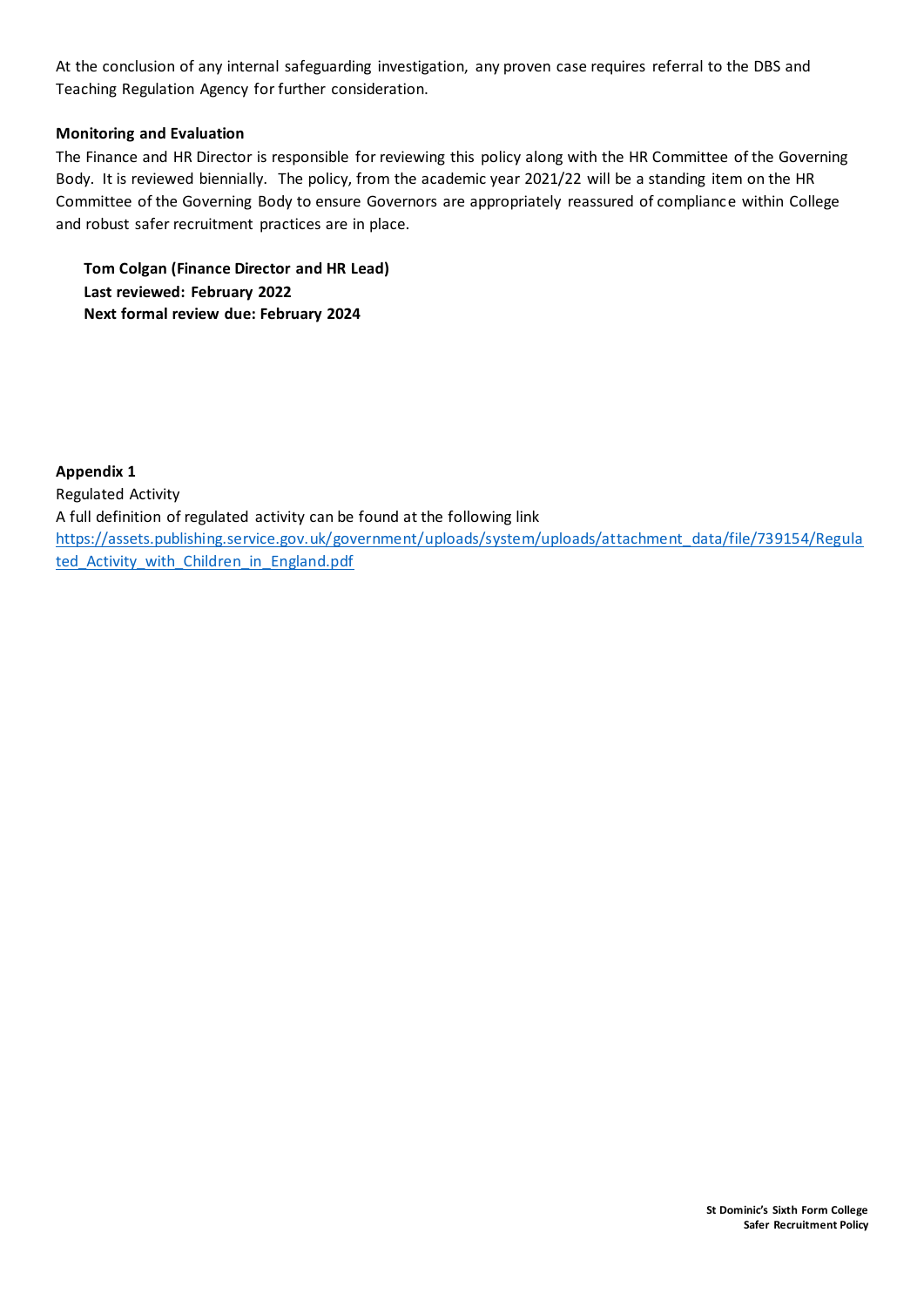At the conclusion of any internal safeguarding investigation, any proven case requires referral to the DBS and Teaching Regulation Agency for further consideration.

**Monitoring and Evaluation**

The Finance and HR Director is responsible for reviewing this policy along with the HR Committee of the Governing Body. It is reviewed biennially. The policy, from the academic year 2021/22 will be a standing item on the HR Committee of the Governing Body to ensure Governors are appropriately reassured of compliance within College and robust safer recruitment practices are in place.

**Tom Colgan (Finance Director and HR Lead)**
**Last reviewed: February 2022**
**Next formal review due: February 2024**

**Appendix 1**

Regulated Activity

A full definition of regulated activity can be found at the following link
https://assets.publishing.service.gov.uk/government/uploads/system/uploads/attachment_data/file/739154/Regulated_Activity_with_Children_in_England.pdf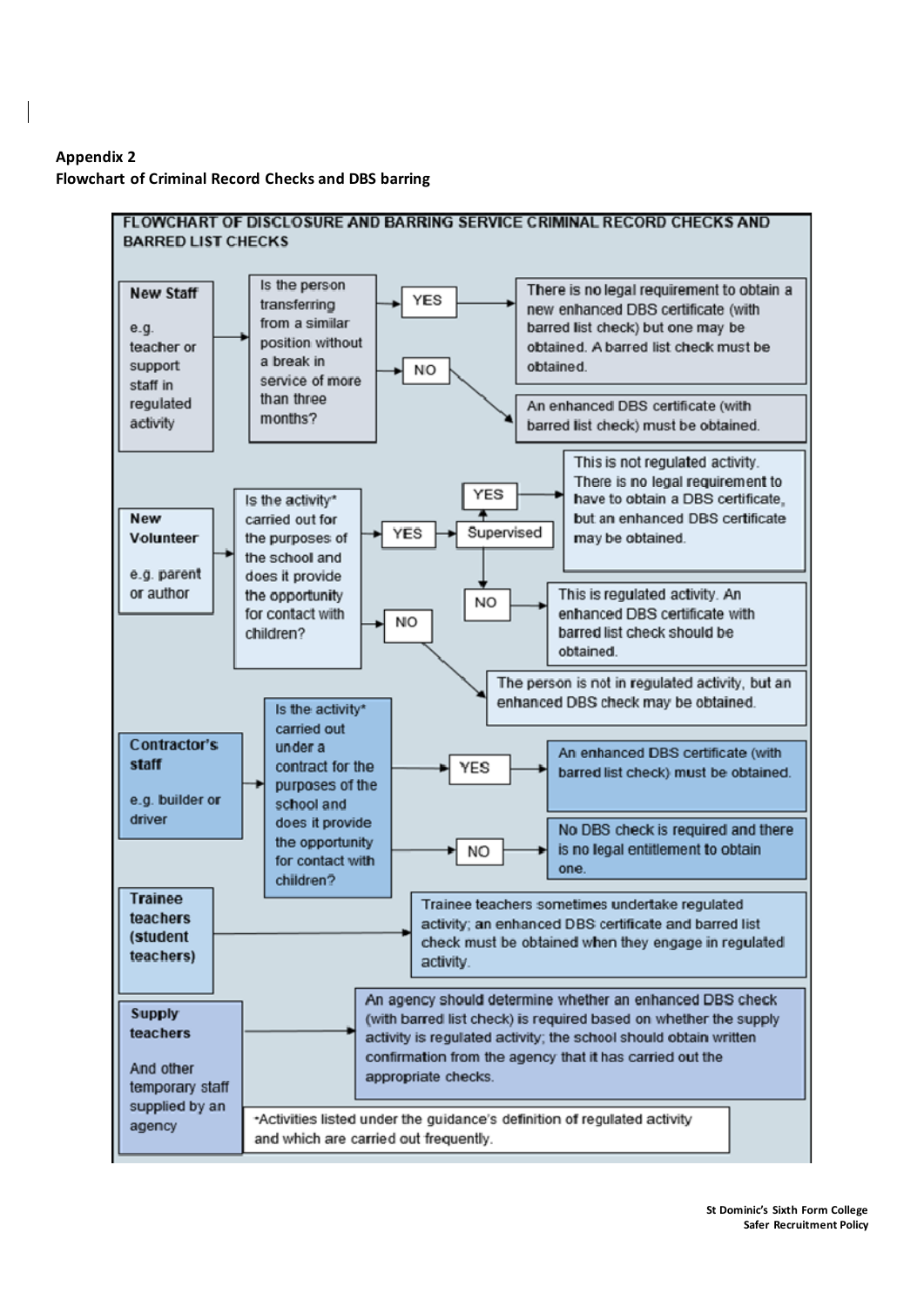**Appendix 2**
**Flowchart of Criminal Record Checks and DBS barring**

FLOWCHART OF DISCLOSURE AND BARRING SERVICE CRIMINAL RECORD CHECKS AND BARRED LIST CHECKS

**New Staff**

e.g. teacher or support staff in regulated activity

Is the person transferring from a similar position without a break in service of more than three months?

YES

There is no legal requirement to obtain a new enhanced DBS certificate (with barred list check) but one may be obtained. A barred list check must be obtained.

NO

An enhanced DBS certificate (with barred list check) must be obtained.

**New Volunteer**

e.g. parent or author

Is the activity* carried out for the purposes of the school and does it provide the opportunity for contact with children?

YES

Supervised

YES

This is not regulated activity. There is no legal requirement to have to obtain a DBS certificate, but an enhanced DBS certificate may be obtained.

NO

This is regulated activity. An enhanced DBS certificate with barred list check should be obtained.

NO

The person is not in regulated activity, but an enhanced DBS check may be obtained.

**Contractor's staff**

e.g. builder or driver

Is the activity* carried out under a contract for the purposes of the school and does it provide the opportunity for contact with children?

YES

An enhanced DBS certificate (with barred list check) must be obtained.

NO

No DBS check is required and there is no legal entitlement to obtain one.

**Trainee teachers (student teachers)**

Trainee teachers sometimes undertake regulated activity; an enhanced DBS certificate and barred list check must be obtained when they engage in regulated activity.

**Supply teachers**

And other temporary staff supplied by an agency

An agency should determine whether an enhanced DBS check (with barred list check) is required based on whether the supply activity is regulated activity; the school should obtain written confirmation from the agency that it has carried out the appropriate checks.

*Activities listed under the guidance's definition of regulated activity and which are carried out frequently.